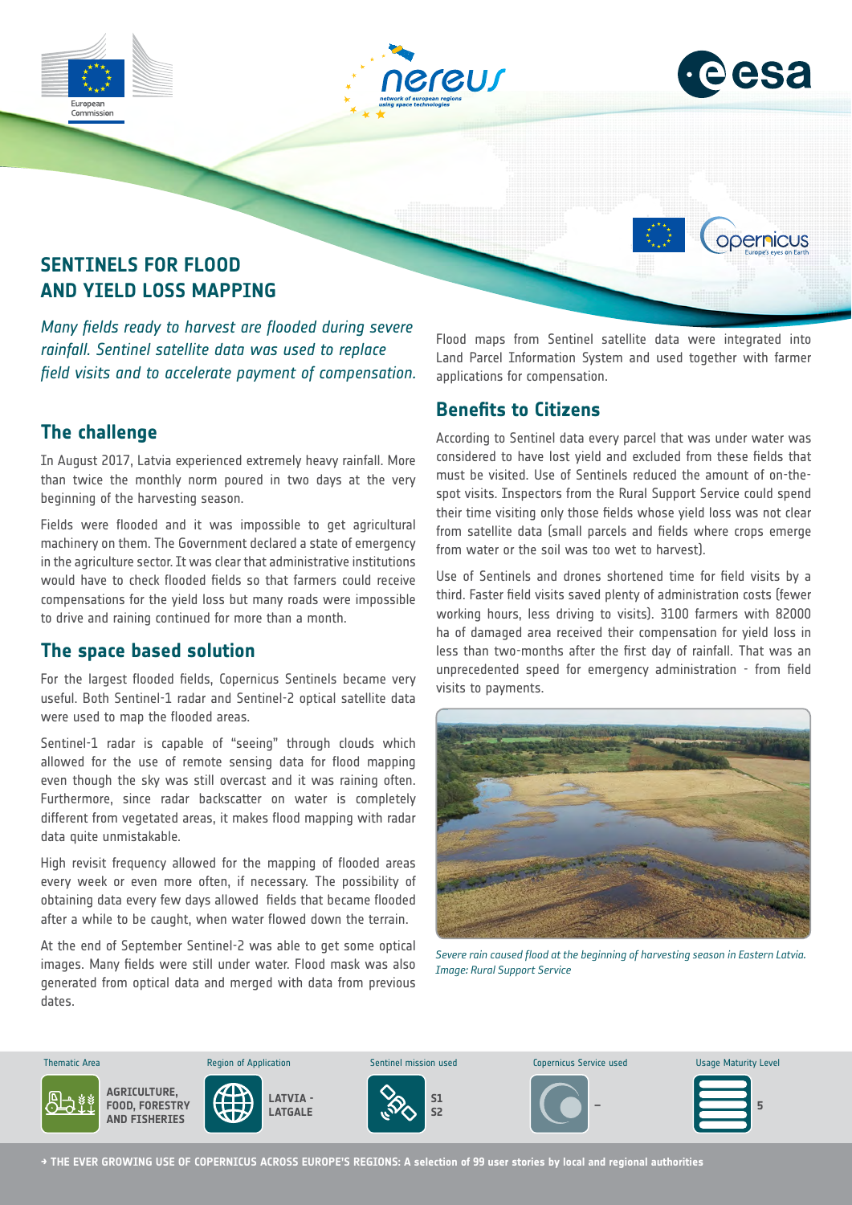# SENTINELS FOR FLOOD AND YIELD LOSS MAPPING

*Many fields ready to harvest are flooded during severe rainfall. Sentinel satellite data was used to replace field visits and to accelerate payment of compensation.*

## The challenge

In August 2017, Latvia experienced extremely heavy rainfall. More than twice the monthly norm poured in two days at the very beginning of the harvesting season.

Fields were flooded and it was impossible to get agricultural machinery on them. The Government declared a state of emergency in the agriculture sector. It was clear that administrative institutions would have to check flooded fields so that farmers could receive compensations for the yield loss but many roads were impossible to drive and raining continued for more than a month.

## The space based solution

For the largest flooded fields, Copernicus Sentinels became very useful. Both Sentinel-1 radar and Sentinel-2 optical satellite data were used to map the flooded areas.

Sentinel-1 radar is capable of "seeing" through clouds which allowed for the use of remote sensing data for flood mapping even though the sky was still overcast and it was raining often. Furthermore, since radar backscatter on water is completely different from vegetated areas, it makes flood mapping with radar data quite unmistakable.

High revisit frequency allowed for the mapping of flooded areas every week or even more often, if necessary. The possibility of obtaining data every few days allowed fields that became flooded after a while to be caught, when water flowed down the terrain.

At the end of September Sentinel-2 was able to get some optical images. Many fields were still under water. Flood mask was also generated from optical data and merged with data from previous dates.

Flood maps from Sentinel satellite data were integrated into Land Parcel Information System and used together with farmer applications for compensation.

## Benefits to Citizens

According to Sentinel data every parcel that was under water was considered to have lost yield and excluded from these fields that must be visited. Use of Sentinels reduced the amount of on-the-spot visits. Inspectors from the Rural Support Service could spend their time visiting only those fields whose yield loss was not clear from satellite data (small parcels and fields where crops emerge from water or the soil was too wet to harvest).

Use of Sentinels and drones shortened time for field visits by a third. Faster field visits saved plenty of administration costs (fewer working hours, less driving to visits). 3100 farmers with 82000 ha of damaged area received their compensation for yield loss in less than two-months after the first day of rainfall. That was an unprecedented speed for emergency administration - from field visits to payments.

*Severe rain caused flood at the beginning of harvesting season in Eastern Latvia. Image: Rural Support Service*

| Thematic Area | Region of Application | Sentinel mission used | Copernicus Service used | Usage Maturity Level |
| --- | --- | --- | --- | --- |
| AGRICULTURE, FOOD, FORESTRY AND FISHERIES | LATVIA - LATGALE | S1 S2 | – | 5 |

→ THE EVER GROWING USE OF COPERNICUS ACROSS EUROPE'S REGIONS: A selection of 99 user stories by local and regional authorities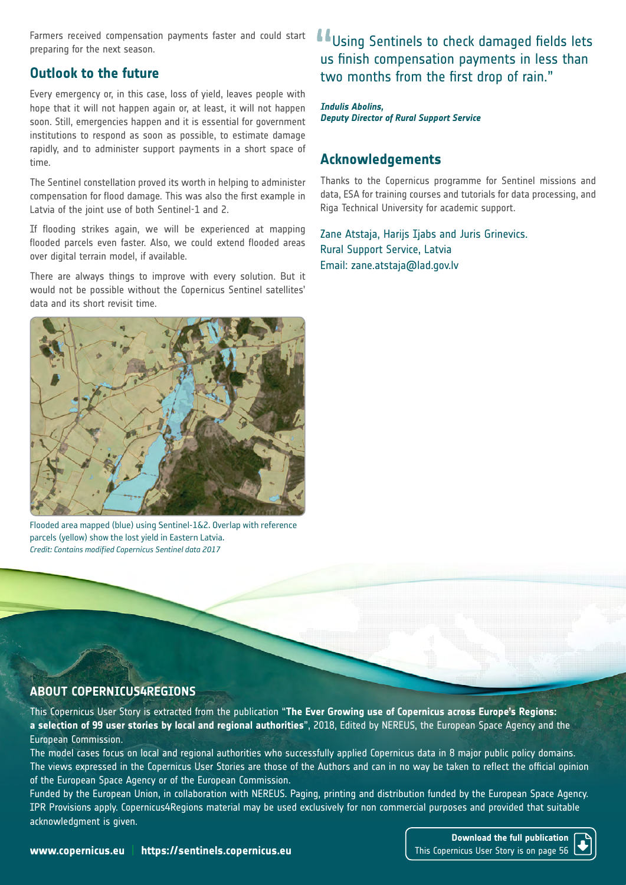Farmers received compensation payments faster and could start preparing for the next season.

## Outlook to the future

Every emergency or, in this case, loss of yield, leaves people with hope that it will not happen again or, at least, it will not happen soon. Still, emergencies happen and it is essential for government institutions to respond as soon as possible, to estimate damage rapidly, and to administer support payments in a short space of time.

The Sentinel constellation proved its worth in helping to administer compensation for flood damage. This was also the first example in Latvia of the joint use of both Sentinel-1 and 2.

If flooding strikes again, we will be experienced at mapping flooded parcels even faster. Also, we could extend flooded areas over digital terrain model, if available.

There are always things to improve with every solution. But it would not be possible without the Copernicus Sentinel satellites' data and its short revisit time.

Flooded area mapped (blue) using Sentinel-1&2. Overlap with reference parcels (yellow) show the lost yield in Eastern Latvia.
*Credit: Contains modified Copernicus Sentinel data 2017*

> "Using Sentinels to check damaged fields lets us finish compensation payments in less than two months from the first drop of rain."

***Indulis Abolins, Deputy Director of Rural Support Service***

## Acknowledgements

Thanks to the Copernicus programme for Sentinel missions and data, ESA for training courses and tutorials for data processing, and Riga Technical University for academic support.

Zane Atstaja, Harijs Ijabs and Juris Grinevics.
Rural Support Service, Latvia
Email: zane.atstaja@lad.gov.lv

## ABOUT COPERNICUS4REGIONS

This Copernicus User Story is extracted from the publication "**The Ever Growing use of Copernicus across Europe's Regions: a selection of 99 user stories by local and regional authorities**", 2018, Edited by NEREUS, the European Space Agency and the European Commission.
The model cases focus on local and regional authorities who successfully applied Copernicus data in 8 major public policy domains. The views expressed in the Copernicus User Stories are those of the Authors and can in no way be taken to reflect the official opinion of the European Space Agency or of the European Commission.
Funded by the European Union, in collaboration with NEREUS. Paging, printing and distribution funded by the European Space Agency. IPR Provisions apply. Copernicus4Regions material may be used exclusively for non commercial purposes and provided that suitable acknowledgment is given.

**www.copernicus.eu** | **https://sentinels.copernicus.eu**

**Download the full publication**
This Copernicus User Story is on page 56